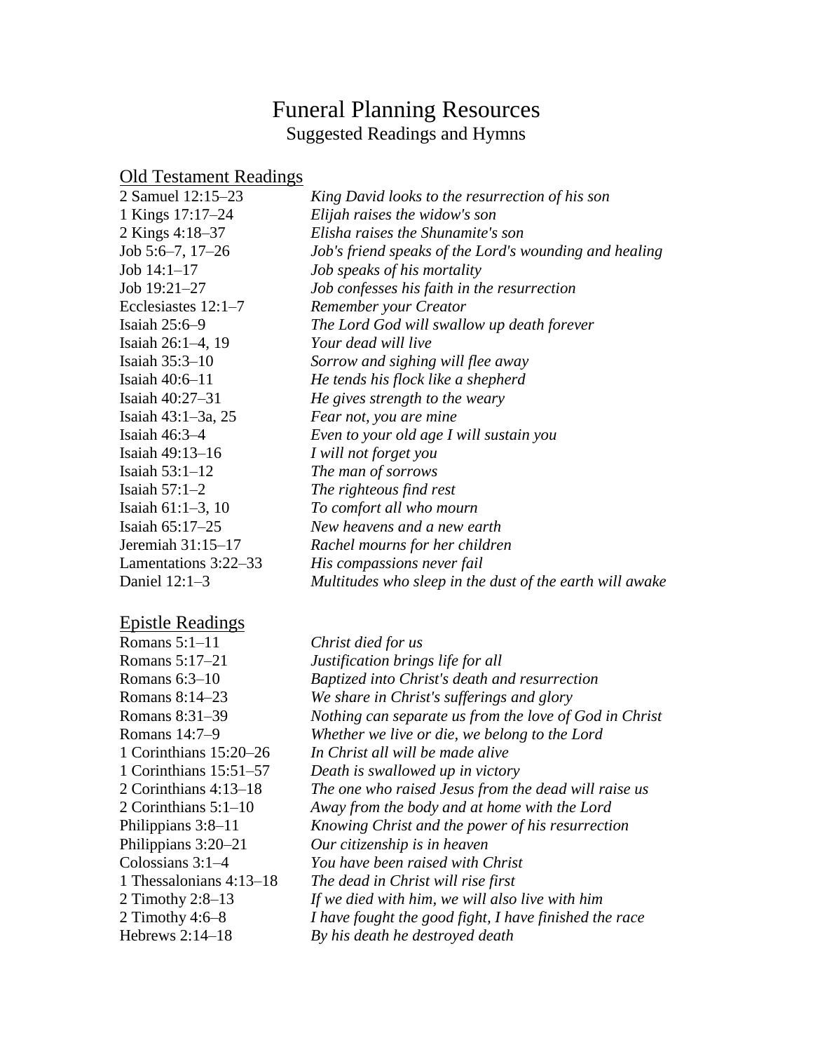# Funeral Planning Resources

## Suggested Readings and Hymns

### Old Testament Readings

| | |
|---|---|
| 2 Samuel 12:15–23 | *King David looks to the resurrection of his son* |
| 1 Kings 17:17–24 | *Elijah raises the widow's son* |
| 2 Kings 4:18–37 | *Elisha raises the Shunamite's son* |
| Job 5:6–7, 17–26 | *Job's friend speaks of the Lord's wounding and healing* |
| Job 14:1–17 | *Job speaks of his mortality* |
| Job 19:21–27 | *Job confesses his faith in the resurrection* |
| Ecclesiastes 12:1–7 | *Remember your Creator* |
| Isaiah 25:6–9 | *The Lord God will swallow up death forever* |
| Isaiah 26:1–4, 19 | *Your dead will live* |
| Isaiah 35:3–10 | *Sorrow and sighing will flee away* |
| Isaiah 40:6–11 | *He tends his flock like a shepherd* |
| Isaiah 40:27–31 | *He gives strength to the weary* |
| Isaiah 43:1–3a, 25 | *Fear not, you are mine* |
| Isaiah 46:3–4 | *Even to your old age I will sustain you* |
| Isaiah 49:13–16 | *I will not forget you* |
| Isaiah 53:1–12 | *The man of sorrows* |
| Isaiah 57:1–2 | *The righteous find rest* |
| Isaiah 61:1–3, 10 | *To comfort all who mourn* |
| Isaiah 65:17–25 | *New heavens and a new earth* |
| Jeremiah 31:15–17 | *Rachel mourns for her children* |
| Lamentations 3:22–33 | *His compassions never fail* |
| Daniel 12:1–3 | *Multitudes who sleep in the dust of the earth will awake* |

### Epistle Readings

| | |
|---|---|
| Romans 5:1–11 | *Christ died for us* |
| Romans 5:17–21 | *Justification brings life for all* |
| Romans 6:3–10 | *Baptized into Christ's death and resurrection* |
| Romans 8:14–23 | *We share in Christ's sufferings and glory* |
| Romans 8:31–39 | *Nothing can separate us from the love of God in Christ* |
| Romans 14:7–9 | *Whether we live or die, we belong to the Lord* |
| 1 Corinthians 15:20–26 | *In Christ all will be made alive* |
| 1 Corinthians 15:51–57 | *Death is swallowed up in victory* |
| 2 Corinthians 4:13–18 | *The one who raised Jesus from the dead will raise us* |
| 2 Corinthians 5:1–10 | *Away from the body and at home with the Lord* |
| Philippians 3:8–11 | *Knowing Christ and the power of his resurrection* |
| Philippians 3:20–21 | *Our citizenship is in heaven* |
| Colossians 3:1–4 | *You have been raised with Christ* |
| 1 Thessalonians 4:13–18 | *The dead in Christ will rise first* |
| 2 Timothy 2:8–13 | *If we died with him, we will also live with him* |
| 2 Timothy 4:6–8 | *I have fought the good fight, I have finished the race* |
| Hebrews 2:14–18 | *By his death he destroyed death* |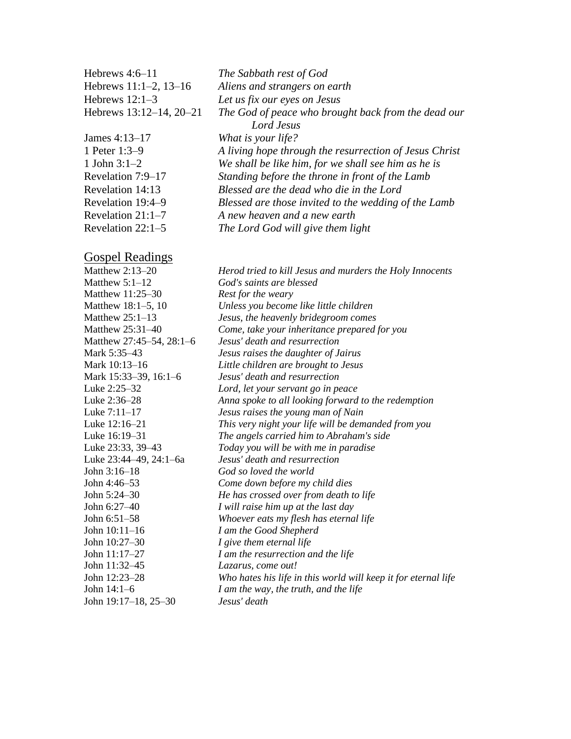| | |
|---|---|
| Hebrews 4:6–11 | *The Sabbath rest of God* |
| Hebrews 11:1–2, 13–16 | *Aliens and strangers on earth* |
| Hebrews 12:1–3 | *Let us fix our eyes on Jesus* |
| Hebrews 13:12–14, 20–21 | *The God of peace who brought back from the dead our Lord Jesus* |
| James 4:13–17 | *What is your life?* |
| 1 Peter 1:3–9 | *A living hope through the resurrection of Jesus Christ* |
| 1 John 3:1–2 | *We shall be like him, for we shall see him as he is* |
| Revelation 7:9–17 | *Standing before the throne in front of the Lamb* |
| Revelation 14:13 | *Blessed are the dead who die in the Lord* |
| Revelation 19:4–9 | *Blessed are those invited to the wedding of the Lamb* |
| Revelation 21:1–7 | *A new heaven and a new earth* |
| Revelation 22:1–5 | *The Lord God will give them light* |

## Gospel Readings

| | |
|---|---|
| Matthew 2:13–20 | *Herod tried to kill Jesus and murders the Holy Innocents* |
| Matthew 5:1–12 | *God's saints are blessed* |
| Matthew 11:25–30 | *Rest for the weary* |
| Matthew 18:1–5, 10 | *Unless you become like little children* |
| Matthew 25:1–13 | *Jesus, the heavenly bridegroom comes* |
| Matthew 25:31–40 | *Come, take your inheritance prepared for you* |
| Matthew 27:45–54, 28:1–6 | *Jesus' death and resurrection* |
| Mark 5:35–43 | *Jesus raises the daughter of Jairus* |
| Mark 10:13–16 | *Little children are brought to Jesus* |
| Mark 15:33–39, 16:1–6 | *Jesus' death and resurrection* |
| Luke 2:25–32 | *Lord, let your servant go in peace* |
| Luke 2:36–28 | *Anna spoke to all looking forward to the redemption* |
| Luke 7:11–17 | *Jesus raises the young man of Nain* |
| Luke 12:16–21 | *This very night your life will be demanded from you* |
| Luke 16:19–31 | *The angels carried him to Abraham's side* |
| Luke 23:33, 39–43 | *Today you will be with me in paradise* |
| Luke 23:44–49, 24:1–6a | *Jesus' death and resurrection* |
| John 3:16–18 | *God so loved the world* |
| John 4:46–53 | *Come down before my child dies* |
| John 5:24–30 | *He has crossed over from death to life* |
| John 6:27–40 | *I will raise him up at the last day* |
| John 6:51–58 | *Whoever eats my flesh has eternal life* |
| John 10:11–16 | *I am the Good Shepherd* |
| John 10:27–30 | *I give them eternal life* |
| John 11:17–27 | *I am the resurrection and the life* |
| John 11:32–45 | *Lazarus, come out!* |
| John 12:23–28 | *Who hates his life in this world will keep it for eternal life* |
| John 14:1–6 | *I am the way, the truth, and the life* |
| John 19:17–18, 25–30 | *Jesus' death* |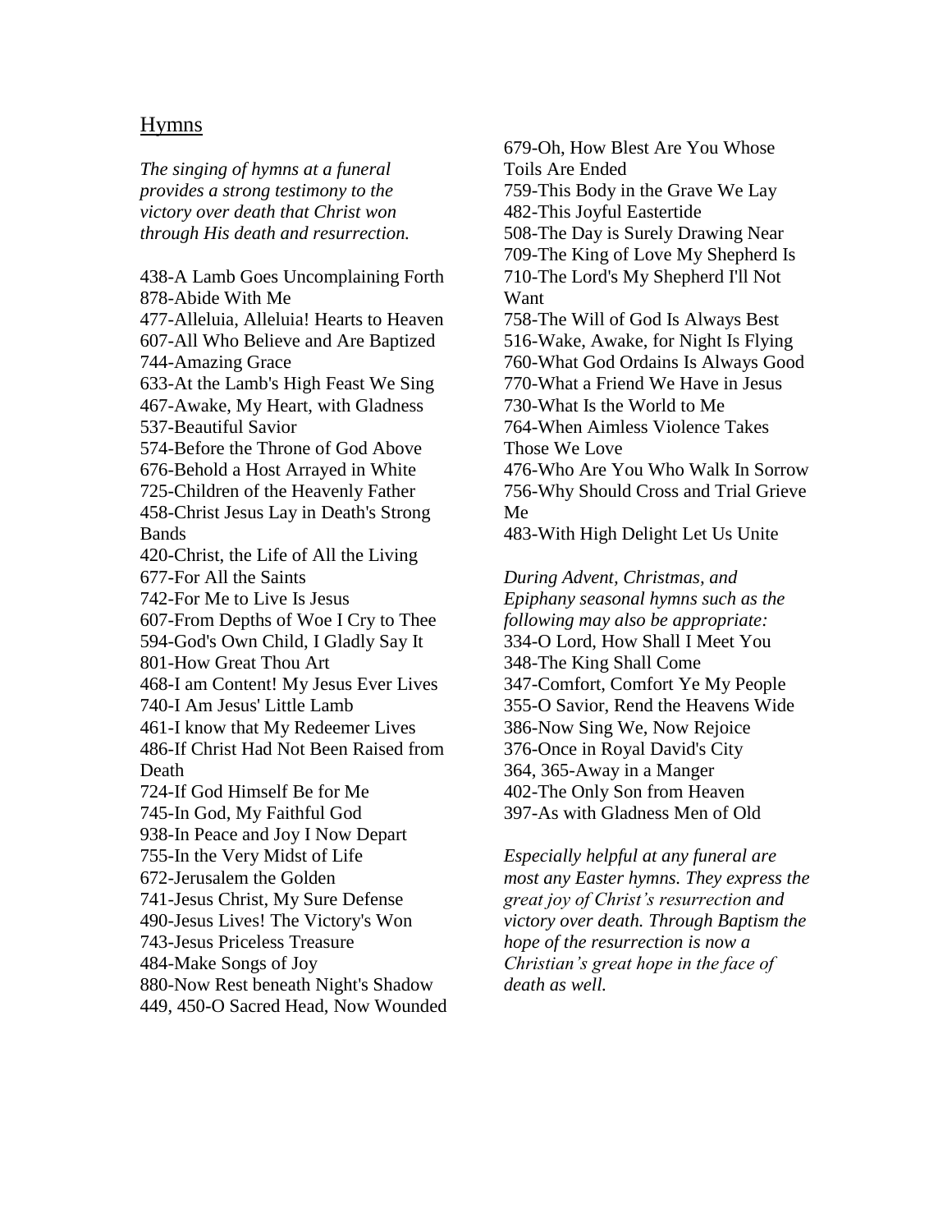## Hymns

*The singing of hymns at a funeral provides a strong testimony to the victory over death that Christ won through His death and resurrection.*

438-A Lamb Goes Uncomplaining Forth
878-Abide With Me
477-Alleluia, Alleluia! Hearts to Heaven
607-All Who Believe and Are Baptized
744-Amazing Grace
633-At the Lamb's High Feast We Sing
467-Awake, My Heart, with Gladness
537-Beautiful Savior
574-Before the Throne of God Above
676-Behold a Host Arrayed in White
725-Children of the Heavenly Father
458-Christ Jesus Lay in Death's Strong Bands
420-Christ, the Life of All the Living
677-For All the Saints
742-For Me to Live Is Jesus
607-From Depths of Woe I Cry to Thee
594-God's Own Child, I Gladly Say It
801-How Great Thou Art
468-I am Content! My Jesus Ever Lives
740-I Am Jesus' Little Lamb
461-I know that My Redeemer Lives
486-If Christ Had Not Been Raised from Death
724-If God Himself Be for Me
745-In God, My Faithful God
938-In Peace and Joy I Now Depart
755-In the Very Midst of Life
672-Jerusalem the Golden
741-Jesus Christ, My Sure Defense
490-Jesus Lives! The Victory's Won
743-Jesus Priceless Treasure
484-Make Songs of Joy
880-Now Rest beneath Night's Shadow
449, 450-O Sacred Head, Now Wounded
679-Oh, How Blest Are You Whose Toils Are Ended
759-This Body in the Grave We Lay
482-This Joyful Eastertide
508-The Day is Surely Drawing Near
709-The King of Love My Shepherd Is
710-The Lord's My Shepherd I'll Not Want
758-The Will of God Is Always Best
516-Wake, Awake, for Night Is Flying
760-What God Ordains Is Always Good
770-What a Friend We Have in Jesus
730-What Is the World to Me
764-When Aimless Violence Takes Those We Love
476-Who Are You Who Walk In Sorrow
756-Why Should Cross and Trial Grieve Me
483-With High Delight Let Us Unite

*During Advent, Christmas, and Epiphany seasonal hymns such as the following may also be appropriate:*
334-O Lord, How Shall I Meet You
348-The King Shall Come
347-Comfort, Comfort Ye My People
355-O Savior, Rend the Heavens Wide
386-Now Sing We, Now Rejoice
376-Once in Royal David's City
364, 365-Away in a Manger
402-The Only Son from Heaven
397-As with Gladness Men of Old

*Especially helpful at any funeral are most any Easter hymns. They express the great joy of Christ's resurrection and victory over death. Through Baptism the hope of the resurrection is now a Christian's great hope in the face of death as well.*